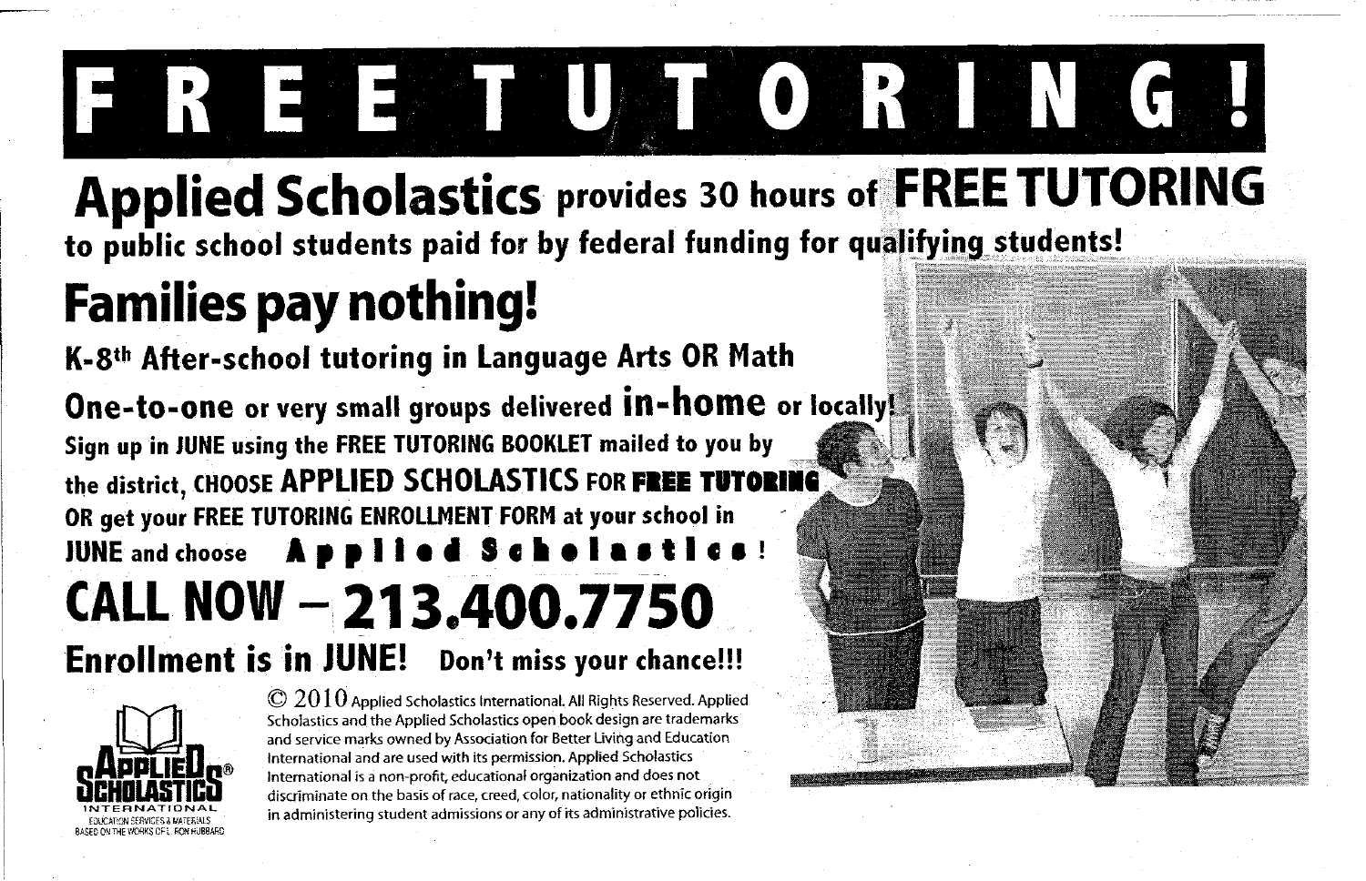# FREE TUTORING!

## Applied Scholastics provides 30 hours of FREE TUTORING

**to public school students paid for by federal funding for qualifying students!**

## Families pay nothing!

**K-8th After-school tutoring in Language Arts OR Math**

**One-to-one or very small groups delivered in-home or locally!**

**Sign up in JUNE using the FREE TUTORING BOOKLET mailed to you by the district, CHOOSE APPLIED SCHOLASTICS FOR FREE TUTORING OR get your FREE TUTORING ENROLLMENT FORM at your school in JUNE and choose Applied Scholastics!**

## CALL NOW – 213.400.7750

**Enrollment is in JUNE! Don't miss your chance!!!**

APPLIED SCHOLASTICS® INTERNATIONAL
EDUCATION SERVICES & MATERIALS BASED ON THE WORKS OF L. RON HUBBARD

© 2010 Applied Scholastics International. All Rights Reserved. Applied Scholastics and the Applied Scholastics open book design are trademarks and service marks owned by Association for Better Living and Education International and are used with its permission. Applied Scholastics International is a non-profit, educational organization and does not discriminate on the basis of race, creed, color, nationality or ethnic origin in administering student admissions or any of its administrative policies.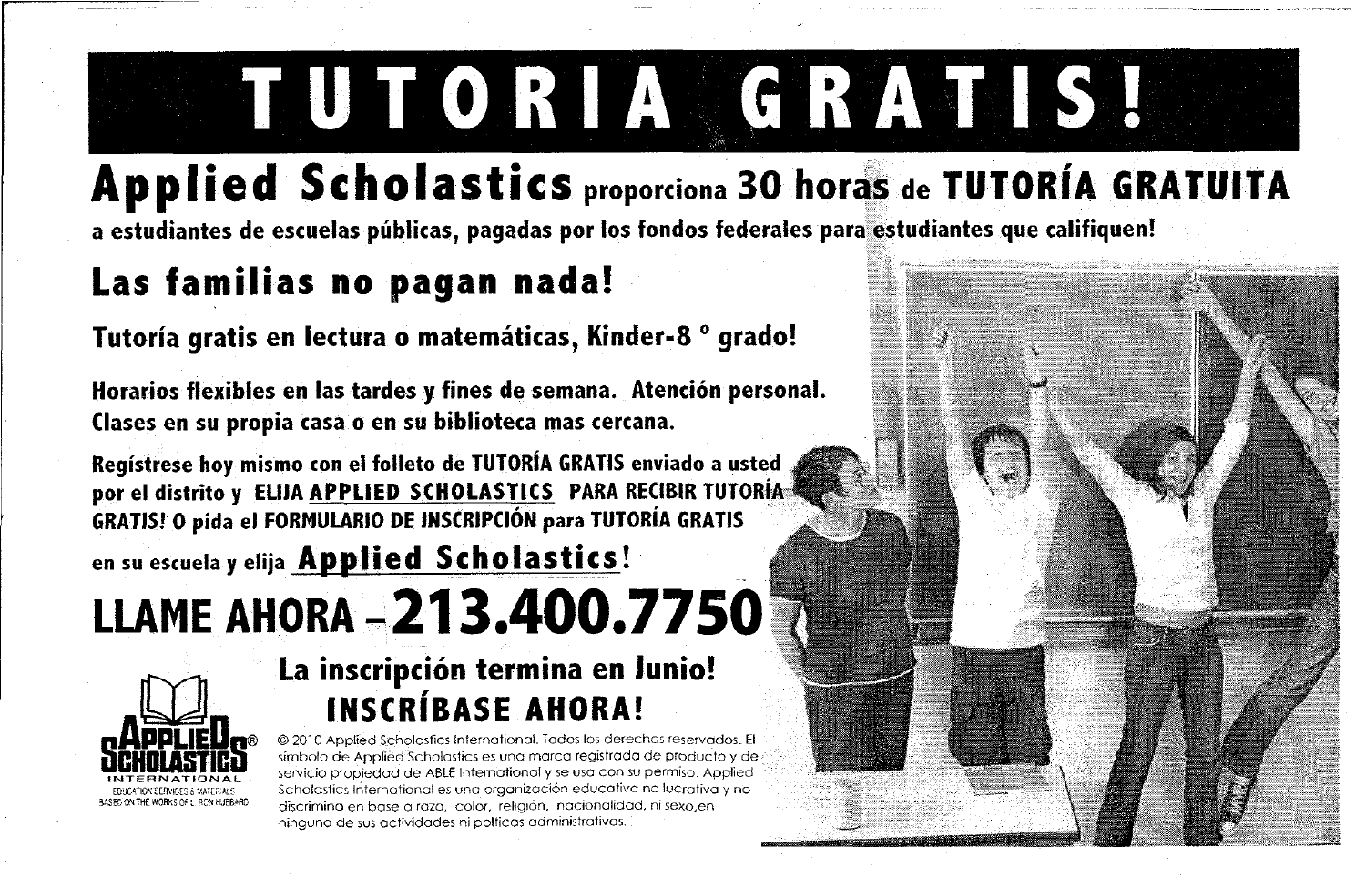# TUTORIA GRATIS!

## Applied Scholastics proporciona 30 horas de TUTORÍA GRATUITA

**a estudiantes de escuelas públicas, pagadas por los fondos federales para estudiantes que califiquen!**

## Las familias no pagan nada!

**Tutoría gratis en lectura o matemáticas, Kinder-8 ° grado!**

**Horarios flexibles en las tardes y fines de semana. Atención personal. Clases en su propia casa o en su biblioteca mas cercana.**

**Regístrese hoy mismo con el folleto de TUTORÍA GRATIS enviado a usted por el distrito y ELIJA APPLIED SCHOLASTICS PARA RECIBIR TUTORÍA GRATIS! O pida el FORMULARIO DE INSCRIPCIÓN para TUTORÍA GRATIS en su escuela y elija Applied Scholastics!**

# LLAME AHORA - 213.400.7750

## La inscripción termina en Junio! INSCRÍBASE AHORA!

APPLIED SCHOLASTICS® INTERNATIONAL
EDUCATION SERVICES & MATERIALS BASED ON THE WORKS OF L. RON HUBBARD

© 2010 Applied Scholastics International. Todos los derechos reservados. El símbolo de Applied Scholastics es una marca registrada de producto y de servicio propiedad de ABLE International y se usa con su permiso. Applied Scholastics International es una organización educativa no lucrativa y no discrimina en base a raza, color, religión, nacionalidad, ni sexo,en ninguna de sus actividades ni polticas administrativas.